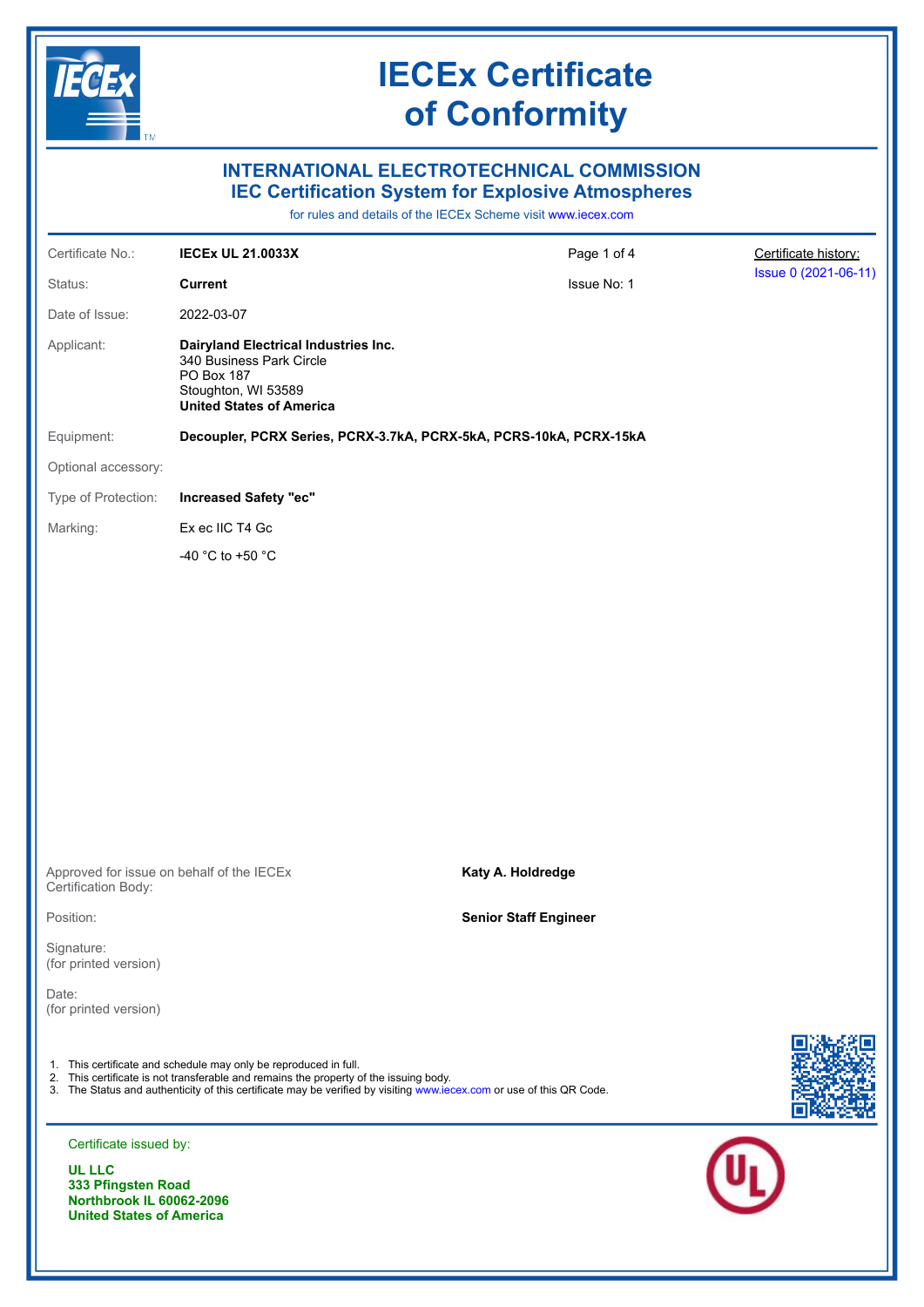# IECEx Certificate of Conformity

## INTERNATIONAL ELECTROTECHNICAL COMMISSION
## IEC Certification System for Explosive Atmospheres

for rules and details of the IECEx Scheme visit www.iecex.com

| | | | |
|---|---|---|---|
| Certificate No.: | **IECEx UL 21.0033X** | | Certificate history: |
| Status: | **Current** | Issue No: 1 | Issue 0 (2021-06-11) |
| Date of Issue: | 2022-03-07 | | |
| Applicant: | **Dairyland Electrical Industries Inc.**<br>340 Business Park Circle<br>PO Box 187<br>Stoughton, WI 53589<br>**United States of America** | | |
| Equipment: | **Decoupler, PCRX Series, PCRX-3.7kA, PCRX-5kA, PCRS-10kA, PCRX-15kA** | | |
| Optional accessory: | | | |
| Type of Protection: | **Increased Safety "ec"** | | |
| Marking: | Ex ec IIC T4 Gc<br>-40 °C to +50 °C | | |

Approved for issue on behalf of the IECEx Certification Body: **Katy A. Holdredge**

Position: **Senior Staff Engineer**

Signature:
(for printed version)

Date:
(for printed version)

1. This certificate and schedule may only be reproduced in full.
2. This certificate is not transferable and remains the property of the issuing body.
3. The Status and authenticity of this certificate may be verified by visiting www.iecex.com or use of this QR Code.

Certificate issued by:

**UL LLC**
**333 Pfingsten Road**
**Northbrook IL 60062-2096**
**United States of America**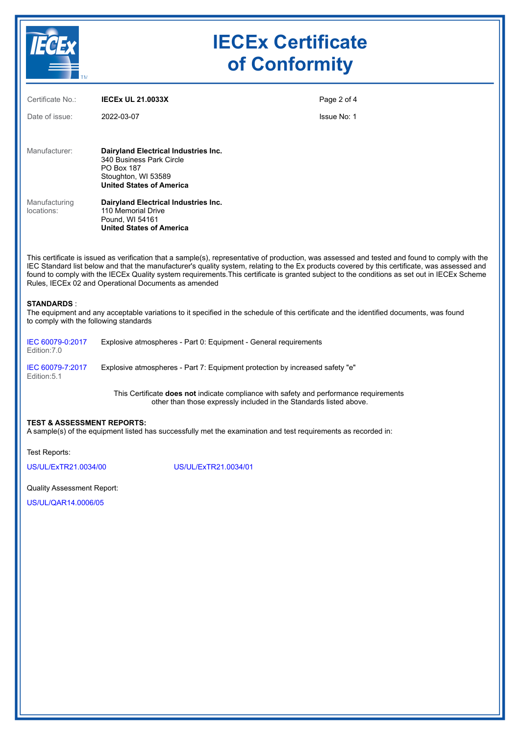# IECEx Certificate of Conformity

| | | | |
|---|---|---|---|
| Certificate No.: | **IECEx UL 21.0033X** | | |
| Date of issue: | 2022-03-07 | Issue No: 1 | |

| | |
|---|---|
| Manufacturer: | **Dairyland Electrical Industries Inc.**<br>340 Business Park Circle<br>PO Box 187<br>Stoughton, WI 53589<br>**United States of America** |
| Manufacturing locations: | **Dairyland Electrical Industries Inc.**<br>110 Memorial Drive<br>Pound, WI 54161<br>**United States of America** |

This certificate is issued as verification that a sample(s), representative of production, was assessed and tested and found to comply with the IEC Standard list below and that the manufacturer's quality system, relating to the Ex products covered by this certificate, was assessed and found to comply with the IECEx Quality system requirements.This certificate is granted subject to the conditions as set out in IECEx Scheme Rules, IECEx 02 and Operational Documents as amended

**STANDARDS** :

The equipment and any acceptable variations to it specified in the schedule of this certificate and the identified documents, was found to comply with the following standards

| | |
|---|---|
| IEC 60079-0:2017<br>Edition:7.0 | Explosive atmospheres - Part 0: Equipment - General requirements |
| IEC 60079-7:2017<br>Edition:5.1 | Explosive atmospheres - Part 7: Equipment protection by increased safety "e" |

This Certificate **does not** indicate compliance with safety and performance requirements other than those expressly included in the Standards listed above.

**TEST & ASSESSMENT REPORTS:**

A sample(s) of the equipment listed has successfully met the examination and test requirements as recorded in:

Test Reports:

US/UL/ExTR21.0034/00　　US/UL/ExTR21.0034/01

Quality Assessment Report:

US/UL/QAR14.0006/05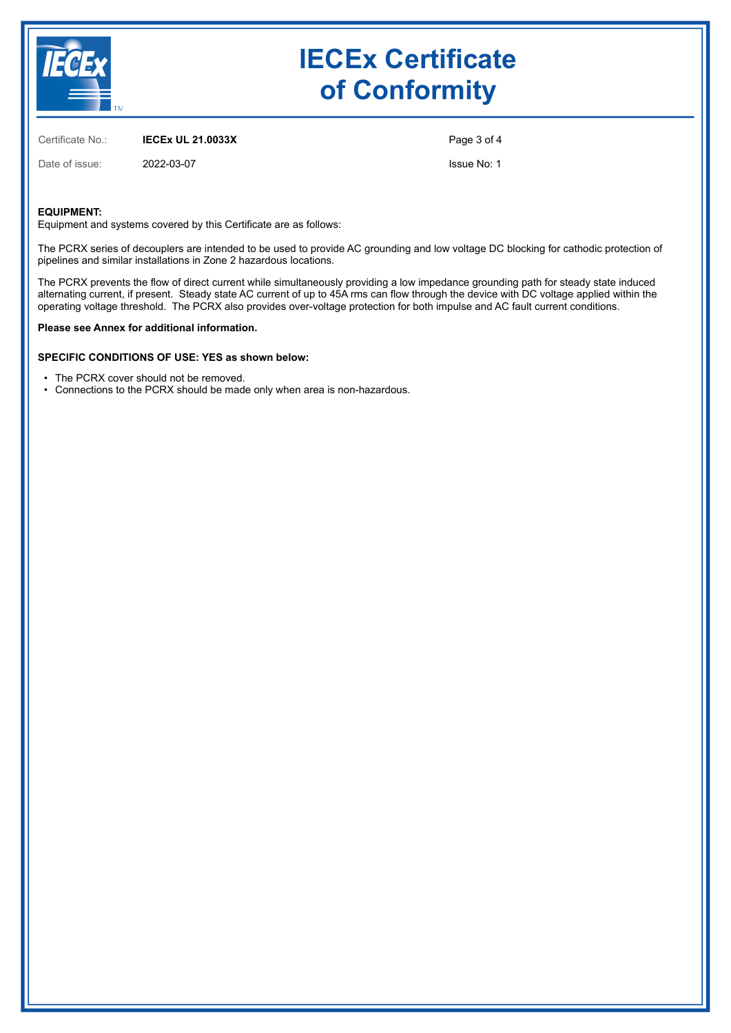# IECEx Certificate of Conformity

| | | |
|---|---|---|
| Certificate No.: | **IECEx UL 21.0033X** | |
| Date of issue: | 2022-03-07 | Issue No: 1 |

**EQUIPMENT:**
Equipment and systems covered by this Certificate are as follows:

The PCRX series of decouplers are intended to be used to provide AC grounding and low voltage DC blocking for cathodic protection of pipelines and similar installations in Zone 2 hazardous locations.

The PCRX prevents the flow of direct current while simultaneously providing a low impedance grounding path for steady state induced alternating current, if present. Steady state AC current of up to 45A rms can flow through the device with DC voltage applied within the operating voltage threshold. The PCRX also provides over-voltage protection for both impulse and AC fault current conditions.

**Please see Annex for additional information.**

**SPECIFIC CONDITIONS OF USE: YES as shown below:**

- The PCRX cover should not be removed.
- Connections to the PCRX should be made only when area is non-hazardous.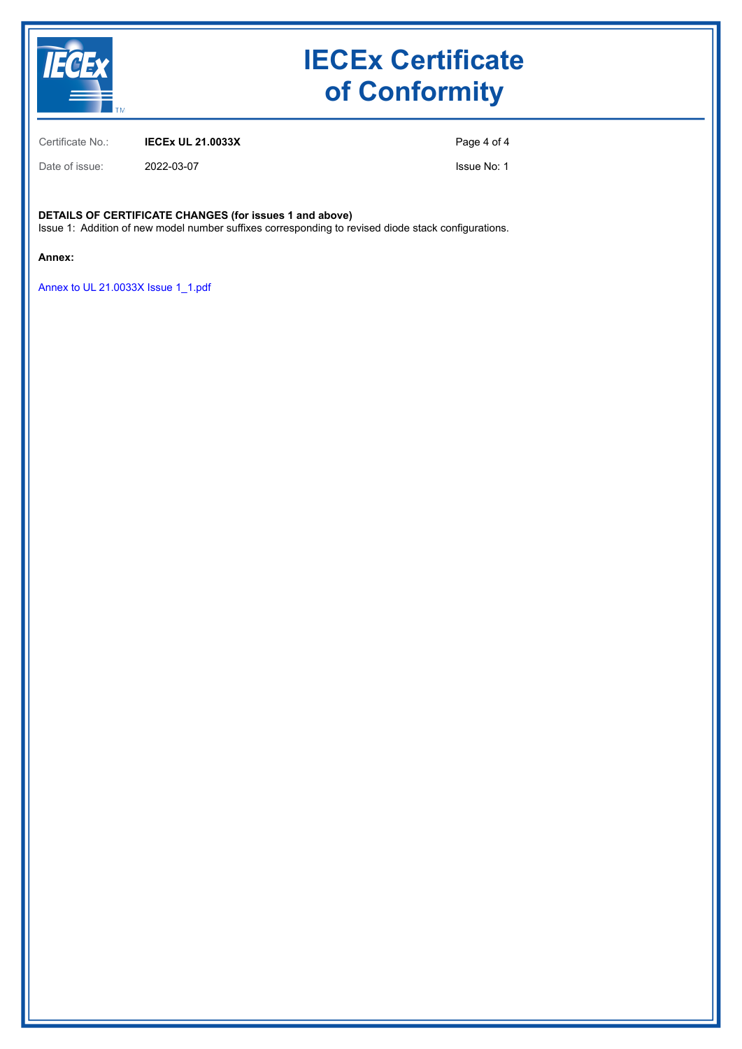# IECEx Certificate of Conformity

Certificate No.: **IECEx UL 21.0033X**

Date of issue: 2022-03-07

Issue No: 1

**DETAILS OF CERTIFICATE CHANGES (for issues 1 and above)**

Issue 1: Addition of new model number suffixes corresponding to revised diode stack configurations.

**Annex:**

Annex to UL 21.0033X Issue 1_1.pdf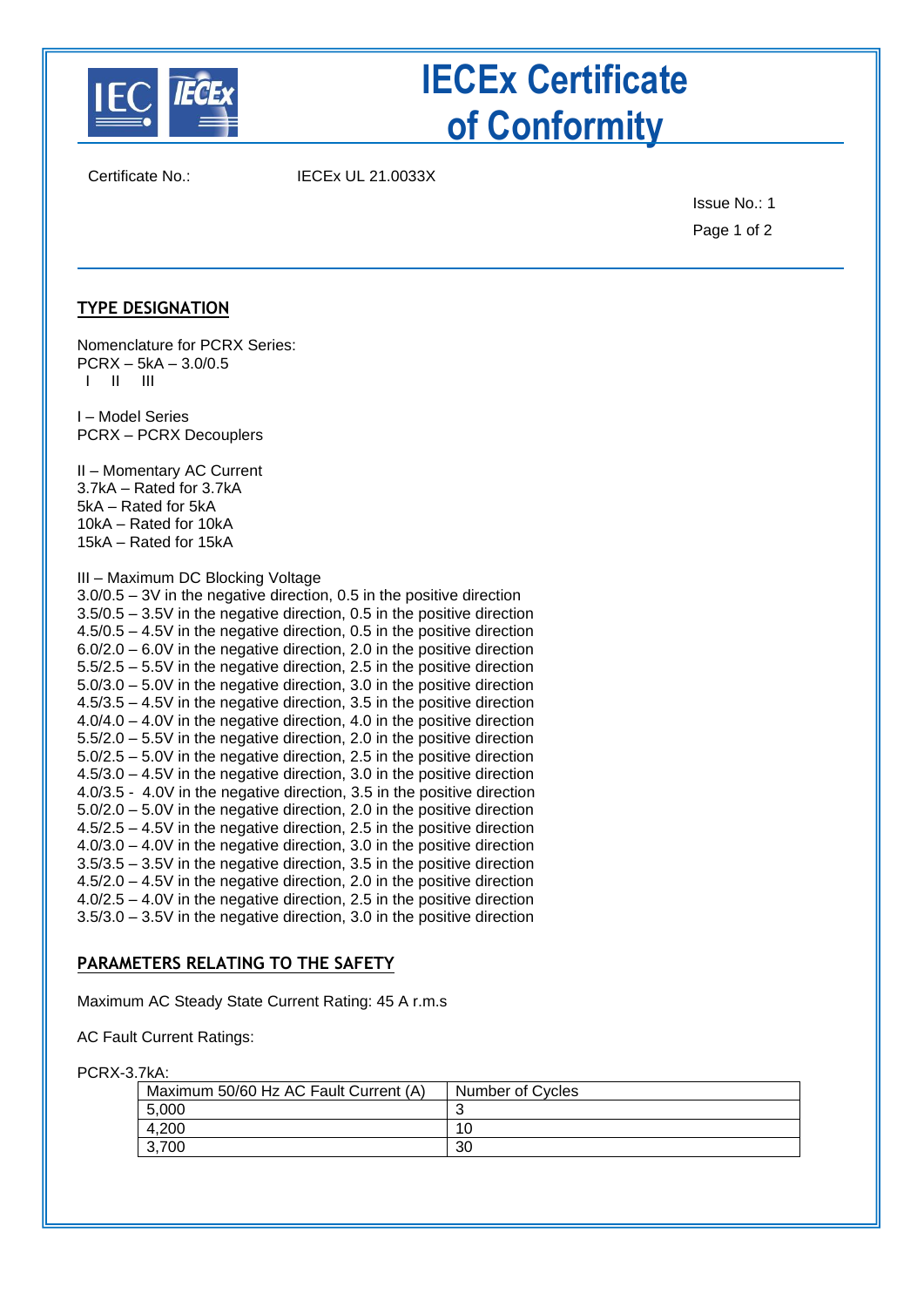# IECEx Certificate of Conformity

Certificate No.: IECEx UL 21.0033X

Issue No.: 1

## TYPE DESIGNATION

Nomenclature for PCRX Series:
PCRX – 5kA – 3.0/0.5
 I    II    III

I – Model Series
PCRX – PCRX Decouplers

II – Momentary AC Current
3.7kA – Rated for 3.7kA
5kA – Rated for 5kA
10kA – Rated for 10kA
15kA – Rated for 15kA

III – Maximum DC Blocking Voltage
3.0/0.5 – 3V in the negative direction, 0.5 in the positive direction
3.5/0.5 – 3.5V in the negative direction, 0.5 in the positive direction
4.5/0.5 – 4.5V in the negative direction, 0.5 in the positive direction
6.0/2.0 – 6.0V in the negative direction, 2.0 in the positive direction
5.5/2.5 – 5.5V in the negative direction, 2.5 in the positive direction
5.0/3.0 – 5.0V in the negative direction, 3.0 in the positive direction
4.5/3.5 – 4.5V in the negative direction, 3.5 in the positive direction
4.0/4.0 – 4.0V in the negative direction, 4.0 in the positive direction
5.5/2.0 – 5.5V in the negative direction, 2.0 in the positive direction
5.0/2.5 – 5.0V in the negative direction, 2.5 in the positive direction
4.5/3.0 – 4.5V in the negative direction, 3.0 in the positive direction
4.0/3.5 - 4.0V in the negative direction, 3.5 in the positive direction
5.0/2.0 – 5.0V in the negative direction, 2.0 in the positive direction
4.5/2.5 – 4.5V in the negative direction, 2.5 in the positive direction
4.0/3.0 – 4.0V in the negative direction, 3.0 in the positive direction
3.5/3.5 – 3.5V in the negative direction, 3.5 in the positive direction
4.5/2.0 – 4.5V in the negative direction, 2.0 in the positive direction
4.0/2.5 – 4.0V in the negative direction, 2.5 in the positive direction
3.5/3.0 – 3.5V in the negative direction, 3.0 in the positive direction

## PARAMETERS RELATING TO THE SAFETY

Maximum AC Steady State Current Rating: 45 A r.m.s

AC Fault Current Ratings:

PCRX-3.7kA:

| Maximum 50/60 Hz AC Fault Current (A) | Number of Cycles |
|---|---|
| 5,000 | 3 |
| 4,200 | 10 |
| 3,700 | 30 |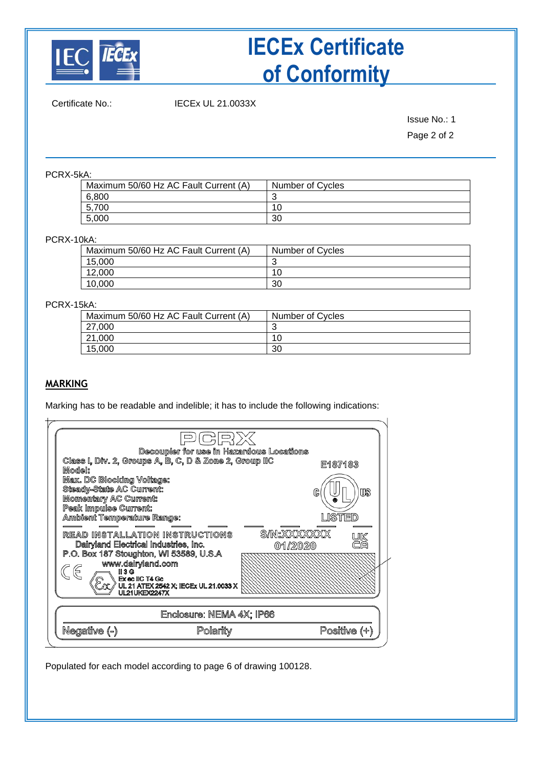Certificate No.: IECEx UL 21.0033X

Issue No.: 1

PCRX-5kA:

| Maximum 50/60 Hz AC Fault Current (A) | Number of Cycles |
| --- | --- |
| 6,800 | 3 |
| 5,700 | 10 |
| 5,000 | 30 |

PCRX-10kA:

| Maximum 50/60 Hz AC Fault Current (A) | Number of Cycles |
| --- | --- |
| 15,000 | 3 |
| 12,000 | 10 |
| 10,000 | 30 |

PCRX-15kA:

| Maximum 50/60 Hz AC Fault Current (A) | Number of Cycles |
| --- | --- |
| 27,000 | 3 |
| 21,000 | 10 |
| 15,000 | 30 |

## MARKING

Marking has to be readable and indelible; it has to include the following indications:

PCRX

Decoupler for use in Hazardous Locations

Class I, Div. 2, Groups A, B, C, D & Zone 2, Group IIC

E187183

Model:

Max. DC Blocking Voltage:

Steady-State AC Current:

Momentary AC Current:

Peak Impulse Current:

Ambient Temperature Range:

C UL US LISTED

READ INSTALLATION INSTRUCTIONS

Dairyland Electrical Industries, Inc.

P.O. Box 187 Stoughton, WI 53589, U.S.A

www.dairyland.com

S/N:XXXXXXX

01/2020

UK CA

CE

II 3 G

Ex ec IIC T4 Gc

UL 21 ATEX 2542 X; IECEx UL 21.0033 X

UL21UKEX2247X

Enclosure: NEMA 4X; IP66

Negative (-) Polarity Positive (+)

Populated for each model according to page 6 of drawing 100128.